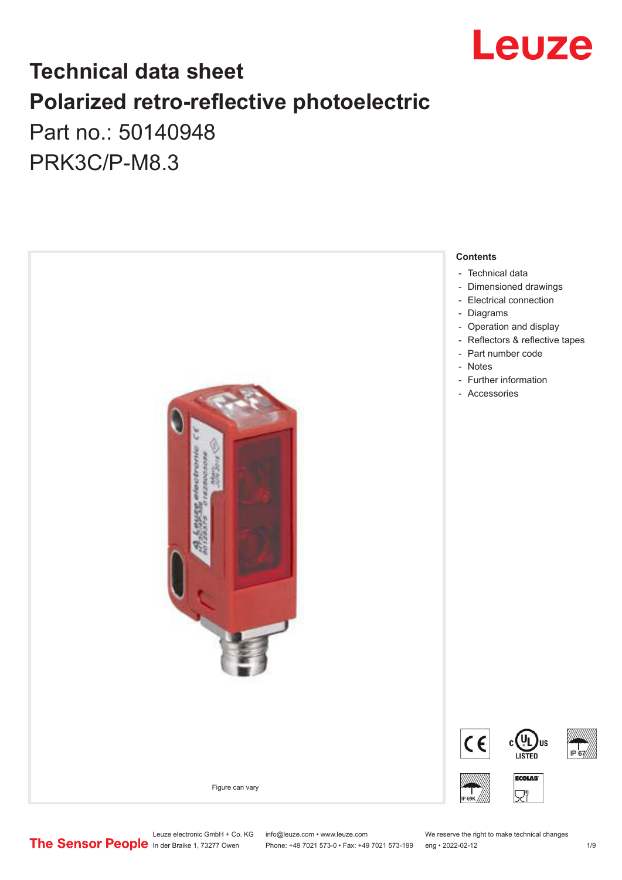# Technical data sheet
# Polarized retro-reflective photoelectric

Part no.: 50140948

PRK3C/P-M8.3

Figure can vary

**Contents**

- Technical data
- Dimensioned drawings
- Electrical connection
- Diagrams
- Operation and display
- Reflectors & reflective tapes
- Part number code
- Notes
- Further information
- Accessories

Leuze electronic GmbH + Co. KG
In der Braike 1, 73277 Owen

info@leuze.com • www.leuze.com
Phone: +49 7021 573-0 • Fax: +49 7021 573-199

We reserve the right to make technical changes
eng • 2022-02-12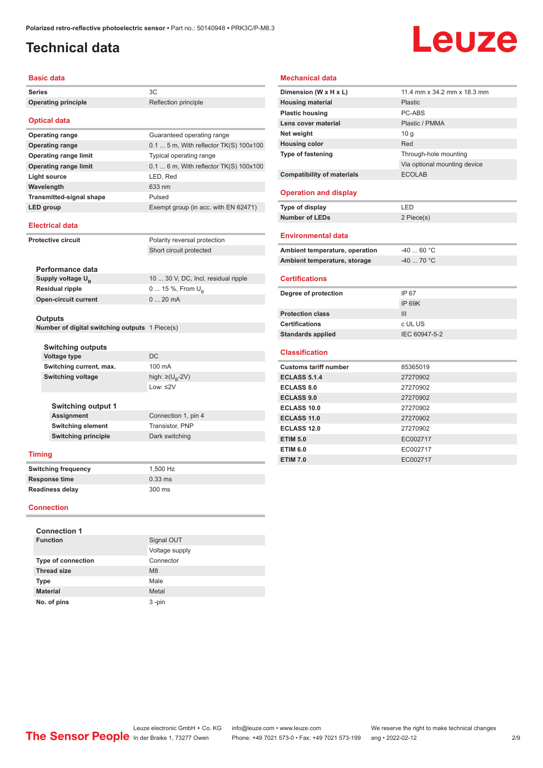# Technical data

## Basic data

| | |
|---|---|
| Series | 3C |
| Operating principle | Reflection principle |

## Optical data

| | |
|---|---|
| Operating range | Guaranteed operating range |
| Operating range | 0.1 ... 5 m, With reflector TK(S) 100x100 |
| Operating range limit | Typical operating range |
| Operating range limit | 0.1 ... 6 m, With reflector TK(S) 100x100 |
| Light source | LED, Red |
| Wavelength | 633 nm |
| Transmitted-signal shape | Pulsed |
| LED group | Exempt group (in acc. with EN 62471) |

## Electrical data

| | |
|---|---|
| Protective circuit | Polarity reversal protection |
| | Short circuit protected |

### Performance data

| | |
|---|---|
| Supply voltage $U_B$ | 10 ... 30 V, DC, Incl. residual ripple |
| Residual ripple | 0 ... 15 %, From $U_B$ |
| Open-circuit current | 0 ... 20 mA |

### Outputs

| | |
|---|---|
| Number of digital switching outputs | 1 Piece(s) |

#### Switching outputs

| | |
|---|---|
| Voltage type | DC |
| Switching current, max. | 100 mA |
| Switching voltage | high: ≥($U_B$-2V) |
| | Low: ≤2V |

#### Switching output 1

| | |
|---|---|
| Assignment | Connection 1, pin 4 |
| Switching element | Transistor, PNP |
| Switching principle | Dark switching |

## Timing

| | |
|---|---|
| Switching frequency | 1,500 Hz |
| Response time | 0.33 ms |
| Readiness delay | 300 ms |

## Connection

### Connection 1

| | |
|---|---|
| Function | Signal OUT |
| | Voltage supply |
| Type of connection | Connector |
| Thread size | M8 |
| Type | Male |
| Material | Metal |
| No. of pins | 3 -pin |

## Mechanical data

| | |
|---|---|
| Dimension (W x H x L) | 11.4 mm x 34.2 mm x 18.3 mm |
| Housing material | Plastic |
| Plastic housing | PC-ABS |
| Lens cover material | Plastic / PMMA |
| Net weight | 10 g |
| Housing color | Red |
| Type of fastening | Through-hole mounting |
| | Via optional mounting device |
| Compatibility of materials | ECOLAB |

## Operation and display

| | |
|---|---|
| Type of display | LED |
| Number of LEDs | 2 Piece(s) |

## Environmental data

| | |
|---|---|
| Ambient temperature, operation | -40 ... 60 °C |
| Ambient temperature, storage | -40 ... 70 °C |

## Certifications

| | |
|---|---|
| Degree of protection | IP 67 |
| | IP 69K |
| Protection class | III |
| Certifications | c UL US |
| Standards applied | IEC 60947-5-2 |

## Classification

| | |
|---|---|
| Customs tariff number | 85365019 |
| ECLASS 5.1.4 | 27270902 |
| ECLASS 8.0 | 27270902 |
| ECLASS 9.0 | 27270902 |
| ECLASS 10.0 | 27270902 |
| ECLASS 11.0 | 27270902 |
| ECLASS 12.0 | 27270902 |
| ETIM 5.0 | EC002717 |
| ETIM 6.0 | EC002717 |
| ETIM 7.0 | EC002717 |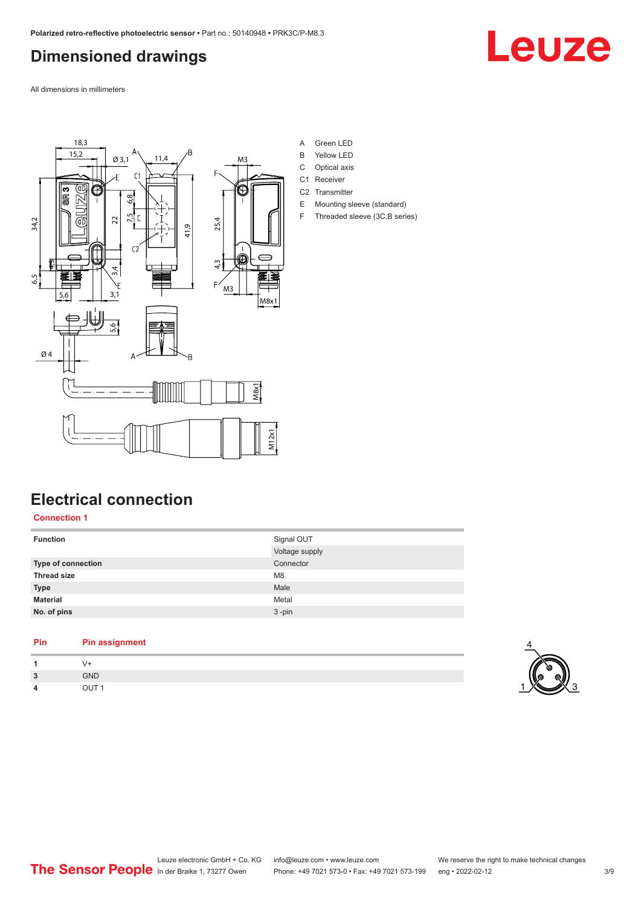## Dimensioned drawings

All dimensions in millimeters

A Green LED
B Yellow LED
C Optical axis
C1 Receiver
C2 Transmitter
E Mounting sleeve (standard)
F Threaded sleeve (3C.B series)

## Electrical connection

**Connection 1**

| | |
|---|---|
| **Function** | Signal OUT |
| | Voltage supply |
| **Type of connection** | Connector |
| **Thread size** | M8 |
| **Type** | Male |
| **Material** | Metal |
| **No. of pins** | 3 -pin |

| Pin | Pin assignment |
|---|---|
| **1** | V+ |
| **3** | GND |
| **4** | OUT 1 |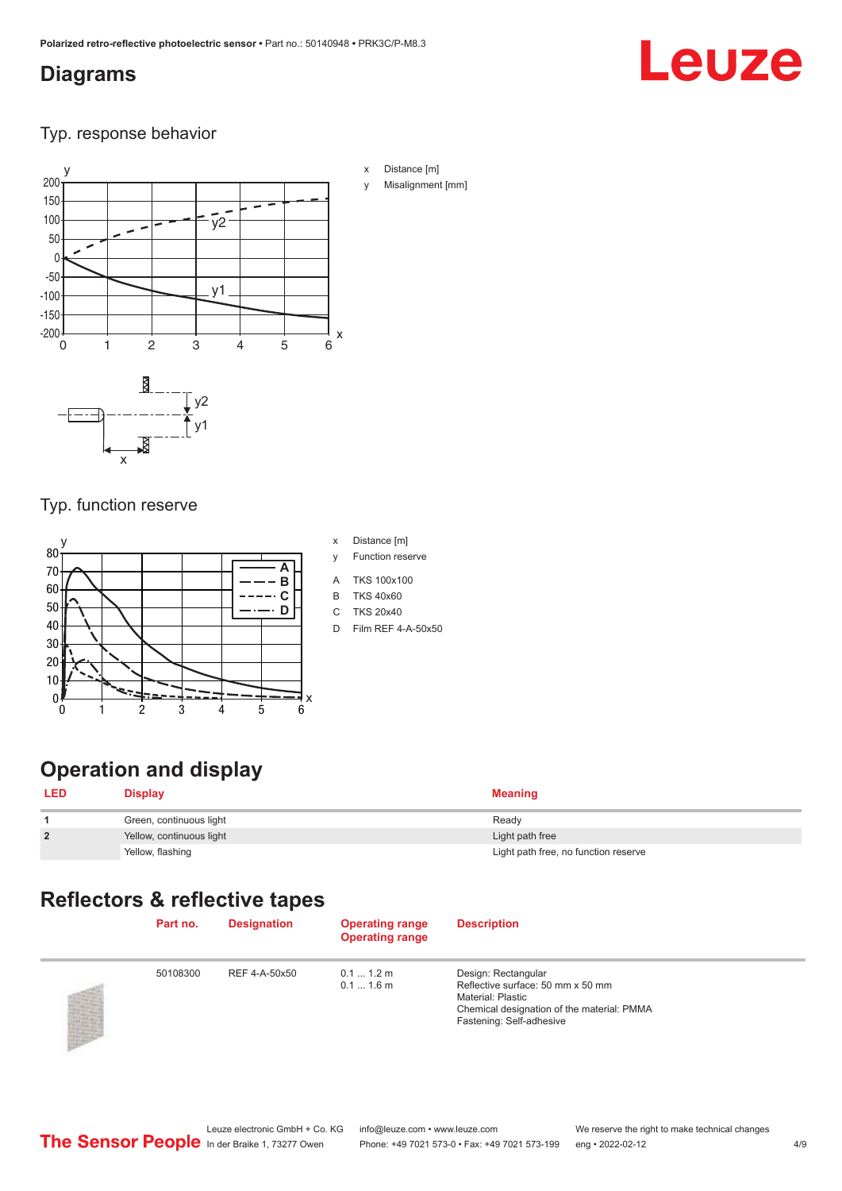## Diagrams

### Typ. response behavior

x Distance [m]

y Misalignment [mm]

### Typ. function reserve

x Distance [m]

y Function reserve

A TKS 100x100

B TKS 40x60

C TKS 20x40

D Film REF 4-A-50x50

## Operation and display

| LED | Display | Meaning |
|---|---|---|
| 1 | Green, continuous light | Ready |
| 2 | Yellow, continuous light | Light path free |
| | Yellow, flashing | Light path free, no function reserve |

## Reflectors & reflective tapes

| Part no. | Designation | Operating range Operating range | Description |
|---|---|---|---|
| 50108300 | REF 4-A-50x50 | 0.1 ... 1.2 m<br>0.1 ... 1.6 m | Design: Rectangular<br>Reflective surface: 50 mm x 50 mm<br>Material: Plastic<br>Chemical designation of the material: PMMA<br>Fastening: Self-adhesive |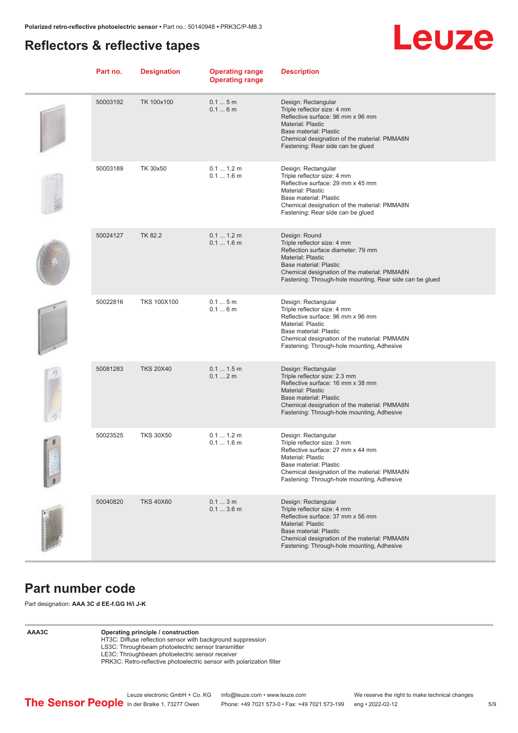## Reflectors & reflective tapes

| Part no. | Designation | Operating range<br>Operating range | Description |
|---|---|---|---|
| 50003192 | TK 100x100 | 0.1 ... 5 m<br>0.1 ... 6 m | Design: Rectangular<br>Triple reflector size: 4 mm<br>Reflective surface: 96 mm x 96 mm<br>Material: Plastic<br>Base material: Plastic<br>Chemical designation of the material: PMMA8N<br>Fastening: Rear side can be glued |
| 50003189 | TK 30x50 | 0.1 ... 1.2 m<br>0.1 ... 1.6 m | Design: Rectangular<br>Triple reflector size: 4 mm<br>Reflective surface: 29 mm x 45 mm<br>Material: Plastic<br>Base material: Plastic<br>Chemical designation of the material: PMMA8N<br>Fastening: Rear side can be glued |
| 50024127 | TK 82.2 | 0.1 ... 1.2 m<br>0.1 ... 1.6 m | Design: Round<br>Triple reflector size: 4 mm<br>Reflection surface diameter: 79 mm<br>Material: Plastic<br>Base material: Plastic<br>Chemical designation of the material: PMMA8N<br>Fastening: Through-hole mounting, Rear side can be glued |
| 50022816 | TKS 100X100 | 0.1 ... 5 m<br>0.1 ... 6 m | Design: Rectangular<br>Triple reflector size: 4 mm<br>Reflective surface: 96 mm x 96 mm<br>Material: Plastic<br>Base material: Plastic<br>Chemical designation of the material: PMMA8N<br>Fastening: Through-hole mounting, Adhesive |
| 50081283 | TKS 20X40 | 0.1 ... 1.5 m<br>0.1 ... 2 m | Design: Rectangular<br>Triple reflector size: 2.3 mm<br>Reflective surface: 16 mm x 38 mm<br>Material: Plastic<br>Base material: Plastic<br>Chemical designation of the material: PMMA8N<br>Fastening: Through-hole mounting, Adhesive |
| 50023525 | TKS 30X50 | 0.1 ... 1.2 m<br>0.1 ... 1.6 m | Design: Rectangular<br>Triple reflector size: 3 mm<br>Reflective surface: 27 mm x 44 mm<br>Material: Plastic<br>Base material: Plastic<br>Chemical designation of the material: PMMA8N<br>Fastening: Through-hole mounting, Adhesive |
| 50040820 | TKS 40X60 | 0.1 ... 3 m<br>0.1 ... 3.6 m | Design: Rectangular<br>Triple reflector size: 4 mm<br>Reflective surface: 37 mm x 56 mm<br>Material: Plastic<br>Base material: Plastic<br>Chemical designation of the material: PMMA8N<br>Fastening: Through-hole mounting, Adhesive |

## Part number code

Part designation: **AAA 3C d EE-f.GG H/i J-K**

| | |
|---|---|
| **AAA3C** | **Operating principle / construction**<br>HT3C: Diffuse reflection sensor with background suppression<br>LS3C: Throughbeam photoelectric sensor transmitter<br>LE3C: Throughbeam photoelectric sensor receiver<br>PRK3C: Retro-reflective photoelectric sensor with polarization filter |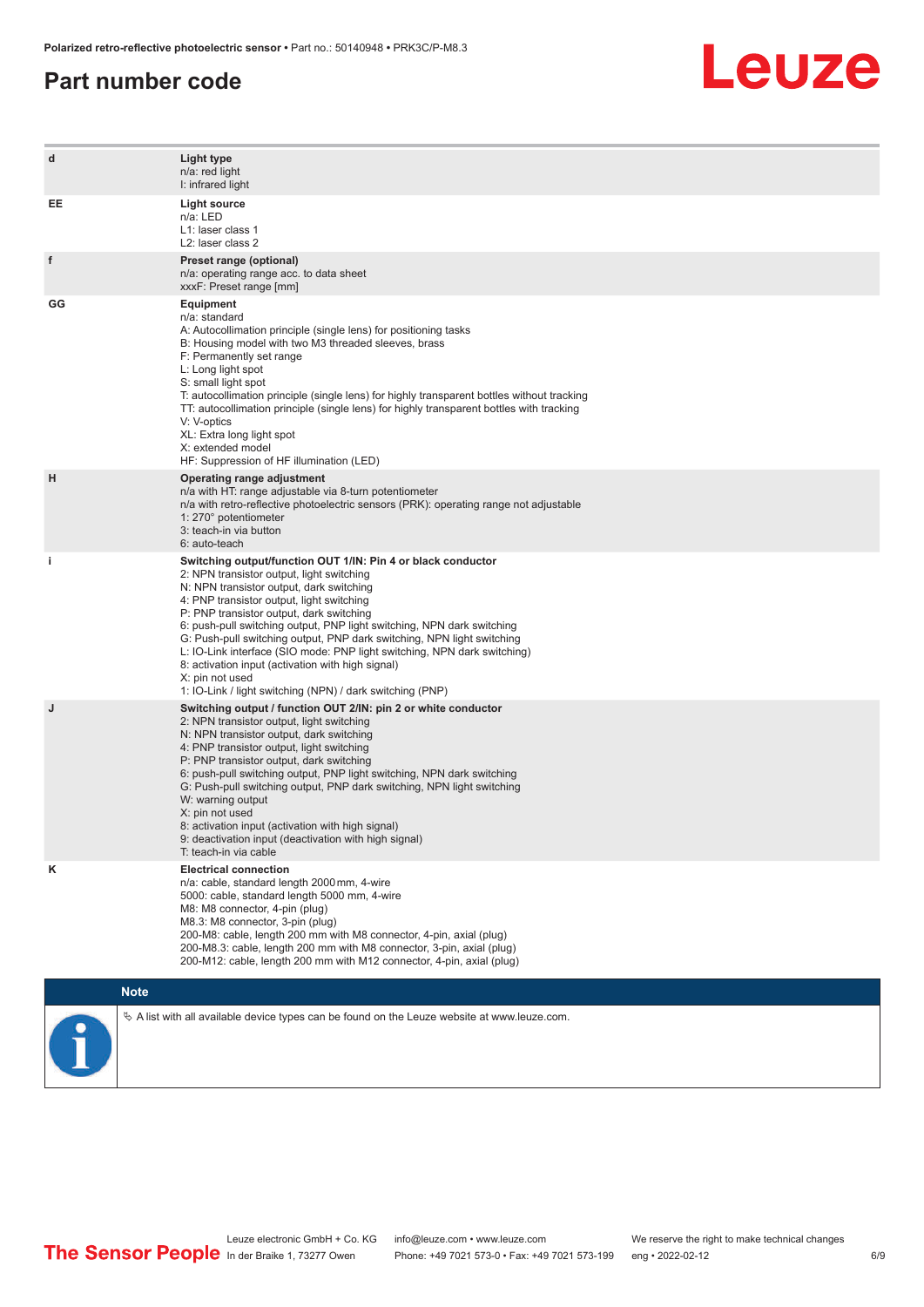## Part number code

| | |
|---|---|
| d | **Light type**<br>n/a: red light<br>I: infrared light |
| EE | **Light source**<br>n/a: LED<br>L1: laser class 1<br>L2: laser class 2 |
| f | **Preset range (optional)**<br>n/a: operating range acc. to data sheet<br>xxxF: Preset range [mm] |
| GG | **Equipment**<br>n/a: standard<br>A: Autocollimation principle (single lens) for positioning tasks<br>B: Housing model with two M3 threaded sleeves, brass<br>F: Permanently set range<br>L: Long light spot<br>S: small light spot<br>T: autocollimation principle (single lens) for highly transparent bottles without tracking<br>TT: autocollimation principle (single lens) for highly transparent bottles with tracking<br>V: V-optics<br>XL: Extra long light spot<br>X: extended model<br>HF: Suppression of HF illumination (LED) |
| H | **Operating range adjustment**<br>n/a with HT: range adjustable via 8-turn potentiometer<br>n/a with retro-reflective photoelectric sensors (PRK): operating range not adjustable<br>1: 270° potentiometer<br>3: teach-in via button<br>6: auto-teach |
| i | **Switching output/function OUT 1/IN: Pin 4 or black conductor**<br>2: NPN transistor output, light switching<br>N: NPN transistor output, dark switching<br>4: PNP transistor output, light switching<br>P: PNP transistor output, dark switching<br>6: push-pull switching output, PNP light switching, NPN dark switching<br>G: Push-pull switching output, PNP dark switching, NPN light switching<br>L: IO-Link interface (SIO mode: PNP light switching, NPN dark switching)<br>8: activation input (activation with high signal)<br>X: pin not used<br>1: IO-Link / light switching (NPN) / dark switching (PNP) |
| J | **Switching output / function OUT 2/IN: pin 2 or white conductor**<br>2: NPN transistor output, light switching<br>N: NPN transistor output, dark switching<br>4: PNP transistor output, light switching<br>P: PNP transistor output, dark switching<br>6: push-pull switching output, PNP light switching, NPN dark switching<br>G: Push-pull switching output, PNP dark switching, NPN light switching<br>W: warning output<br>X: pin not used<br>8: activation input (activation with high signal)<br>9: deactivation input (deactivation with high signal)<br>T: teach-in via cable |
| K | **Electrical connection**<br>n/a: cable, standard length 2000 mm, 4-wire<br>5000: cable, standard length 5000 mm, 4-wire<br>M8: M8 connector, 4-pin (plug)<br>M8.3: M8 connector, 3-pin (plug)<br>200-M8: cable, length 200 mm with M8 connector, 4-pin, axial (plug)<br>200-M8.3: cable, length 200 mm with M8 connector, 3-pin, axial (plug)<br>200-M12: cable, length 200 mm with M12 connector, 4-pin, axial (plug) |

**Note**

↳ A list with all available device types can be found on the Leuze website at www.leuze.com.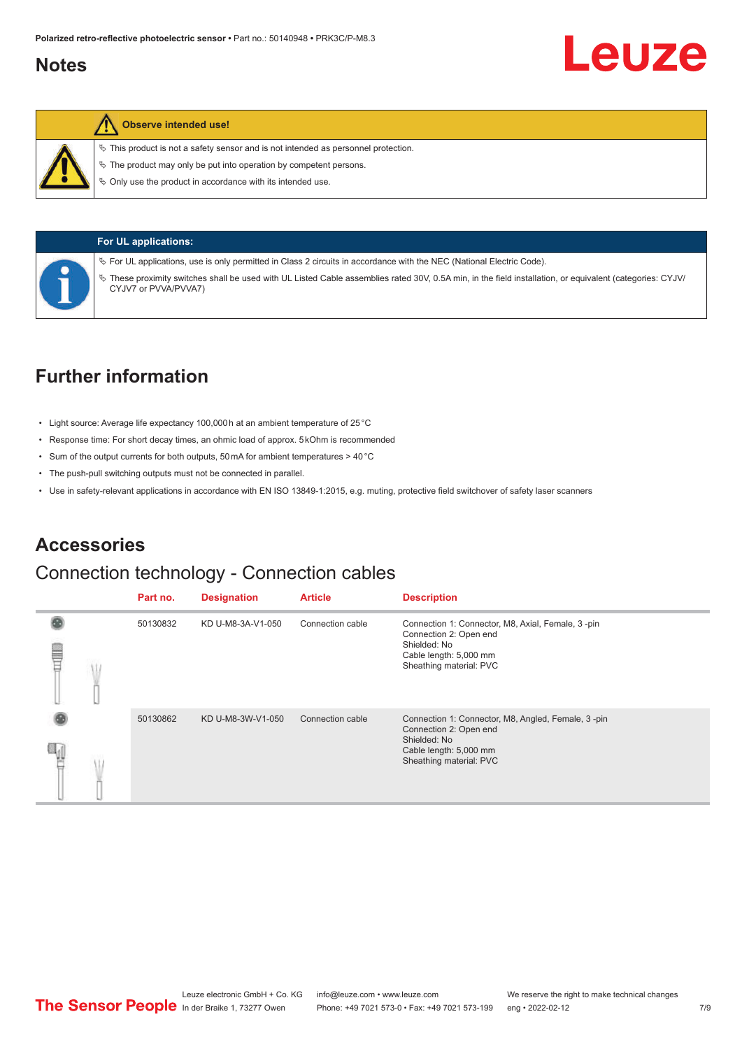## Notes

**Observe intended use!**

- This product is not a safety sensor and is not intended as personnel protection.
- The product may only be put into operation by competent persons.
- Only use the product in accordance with its intended use.

**For UL applications:**

- For UL applications, use is only permitted in Class 2 circuits in accordance with the NEC (National Electric Code).
- These proximity switches shall be used with UL Listed Cable assemblies rated 30V, 0.5A min, in the field installation, or equivalent (categories: CYJV/CYJV7 or PVVA/PVVA7)

## Further information

- Light source: Average life expectancy 100,000 h at an ambient temperature of 25 °C
- Response time: For short decay times, an ohmic load of approx. 5 kOhm is recommended
- Sum of the output currents for both outputs, 50 mA for ambient temperatures > 40 °C
- The push-pull switching outputs must not be connected in parallel.
- Use in safety-relevant applications in accordance with EN ISO 13849-1:2015, e.g. muting, protective field switchover of safety laser scanners

## Accessories

### Connection technology - Connection cables

| Part no. | Designation | Article | Description |
|---|---|---|---|
| 50130832 | KD U-M8-3A-V1-050 | Connection cable | Connection 1: Connector, M8, Axial, Female, 3 -pin<br>Connection 2: Open end<br>Shielded: No<br>Cable length: 5,000 mm<br>Sheathing material: PVC |
| 50130862 | KD U-M8-3W-V1-050 | Connection cable | Connection 1: Connector, M8, Angled, Female, 3 -pin<br>Connection 2: Open end<br>Shielded: No<br>Cable length: 5,000 mm<br>Sheathing material: PVC |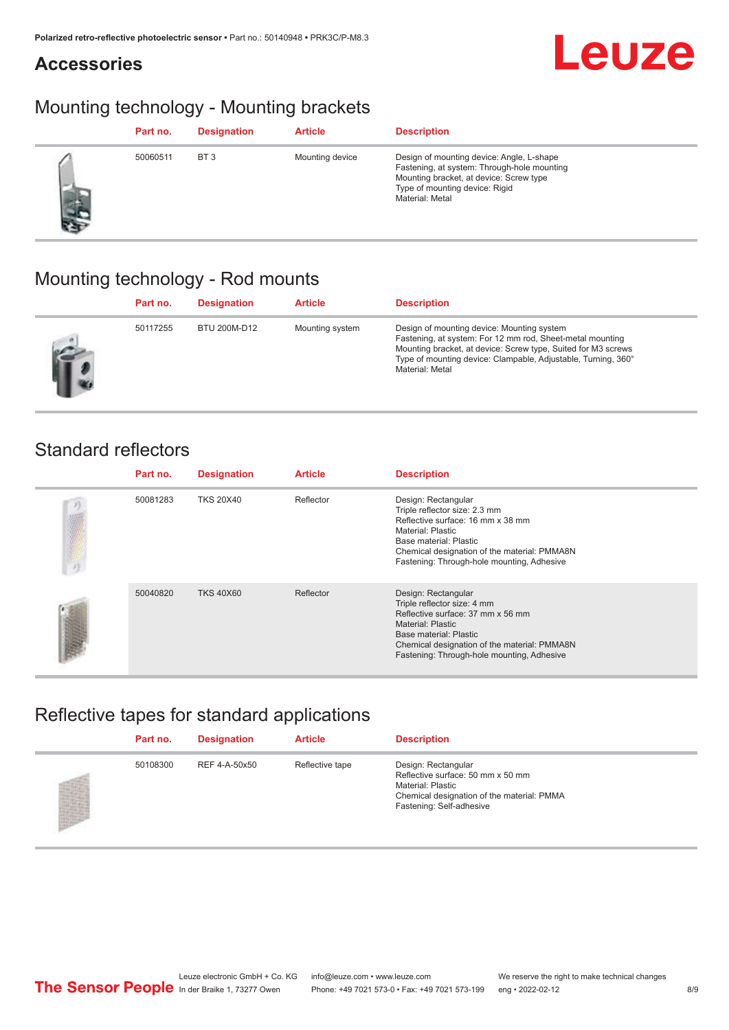## Accessories

## Mounting technology - Mounting brackets

| | Part no. | Designation | Article | Description |
|---|---|---|---|---|
| | 50060511 | BT 3 | Mounting device | Design of mounting device: Angle, L-shape<br>Fastening, at system: Through-hole mounting<br>Mounting bracket, at device: Screw type<br>Type of mounting device: Rigid<br>Material: Metal |

## Mounting technology - Rod mounts

| | Part no. | Designation | Article | Description |
|---|---|---|---|---|
| | 50117255 | BTU 200M-D12 | Mounting system | Design of mounting device: Mounting system<br>Fastening, at system: For 12 mm rod, Sheet-metal mounting<br>Mounting bracket, at device: Screw type, Suited for M3 screws<br>Type of mounting device: Clampable, Adjustable, Turning, 360°<br>Material: Metal |

## Standard reflectors

| | Part no. | Designation | Article | Description |
|---|---|---|---|---|
| | 50081283 | TKS 20X40 | Reflector | Design: Rectangular<br>Triple reflector size: 2.3 mm<br>Reflective surface: 16 mm x 38 mm<br>Material: Plastic<br>Base material: Plastic<br>Chemical designation of the material: PMMA8N<br>Fastening: Through-hole mounting, Adhesive |
| | 50040820 | TKS 40X60 | Reflector | Design: Rectangular<br>Triple reflector size: 4 mm<br>Reflective surface: 37 mm x 56 mm<br>Material: Plastic<br>Base material: Plastic<br>Chemical designation of the material: PMMA8N<br>Fastening: Through-hole mounting, Adhesive |

## Reflective tapes for standard applications

| | Part no. | Designation | Article | Description |
|---|---|---|---|---|
| | 50108300 | REF 4-A-50x50 | Reflective tape | Design: Rectangular<br>Reflective surface: 50 mm x 50 mm<br>Material: Plastic<br>Chemical designation of the material: PMMA<br>Fastening: Self-adhesive |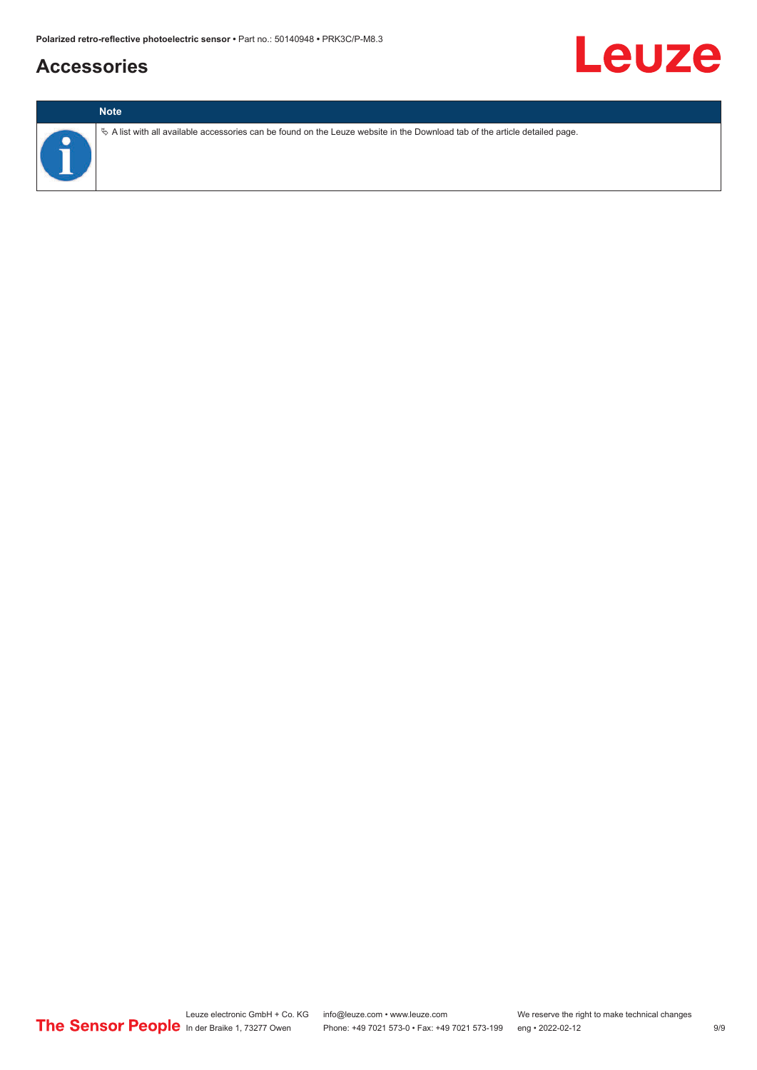## Accessories

| Note |
|---|
| ↳ A list with all available accessories can be found on the Leuze website in the Download tab of the article detailed page. |